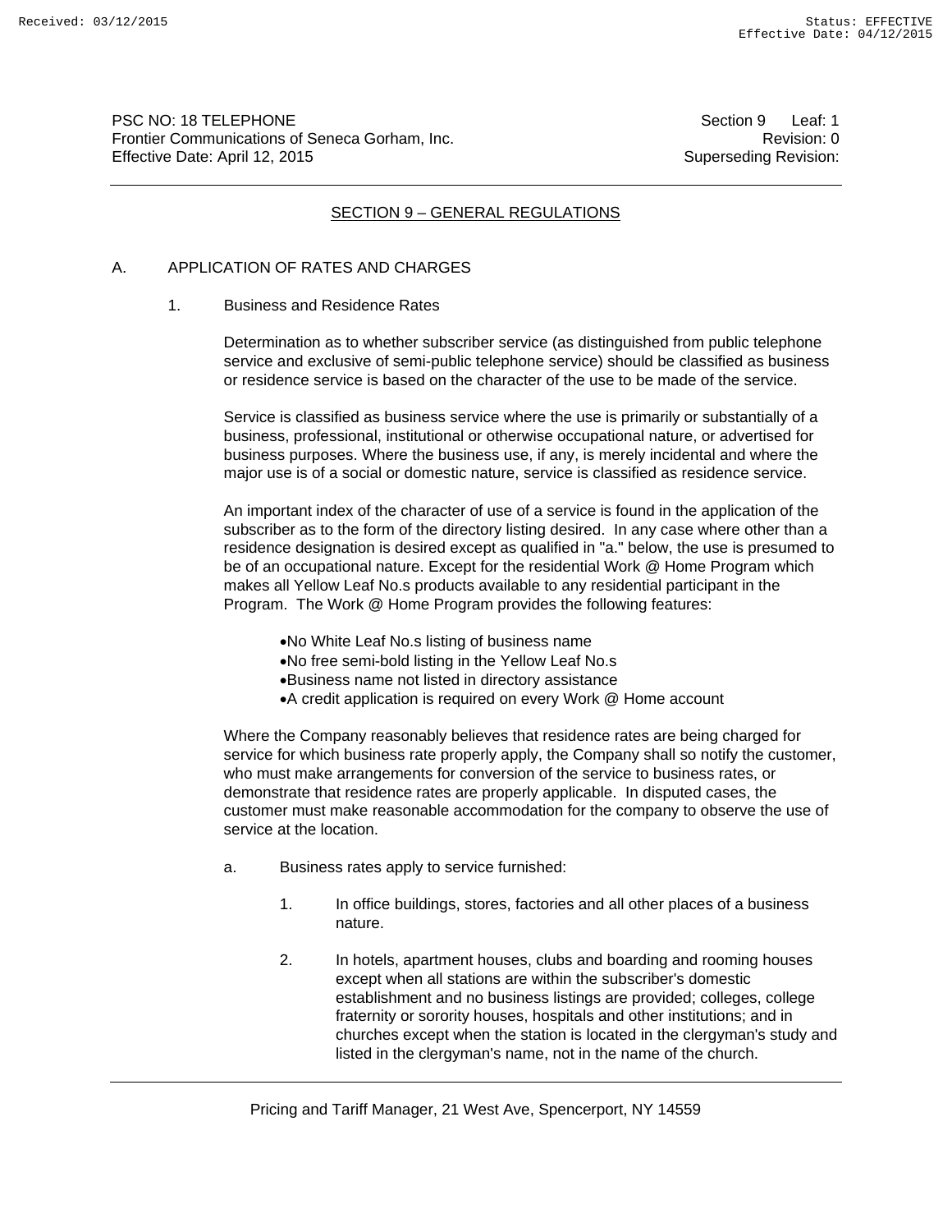PSC NO: 18 TELEPHONE — Section 9 Leaf: 1
Frontier Communications of Seneca Gorham, Inc. — Revision: 0
Effective Date: April 12, 2015 — Superseding Revision:

## SECTION 9 – GENERAL REGULATIONS

### A. APPLICATION OF RATES AND CHARGES

#### 1. Business and Residence Rates

Determination as to whether subscriber service (as distinguished from public telephone service and exclusive of semi-public telephone service) should be classified as business or residence service is based on the character of the use to be made of the service.

Service is classified as business service where the use is primarily or substantially of a business, professional, institutional or otherwise occupational nature, or advertised for business purposes. Where the business use, if any, is merely incidental and where the major use is of a social or domestic nature, service is classified as residence service.

An important index of the character of use of a service is found in the application of the subscriber as to the form of the directory listing desired. In any case where other than a residence designation is desired except as qualified in "a." below, the use is presumed to be of an occupational nature. Except for the residential Work @ Home Program which makes all Yellow Leaf No.s products available to any residential participant in the Program. The Work @ Home Program provides the following features:

- No White Leaf No.s listing of business name
- No free semi-bold listing in the Yellow Leaf No.s
- Business name not listed in directory assistance
- A credit application is required on every Work @ Home account

Where the Company reasonably believes that residence rates are being charged for service for which business rate properly apply, the Company shall so notify the customer, who must make arrangements for conversion of the service to business rates, or demonstrate that residence rates are properly applicable. In disputed cases, the customer must make reasonable accommodation for the company to observe the use of service at the location.

a. Business rates apply to service furnished:

1. In office buildings, stores, factories and all other places of a business nature.

2. In hotels, apartment houses, clubs and boarding and rooming houses except when all stations are within the subscriber's domestic establishment and no business listings are provided; colleges, college fraternity or sorority houses, hospitals and other institutions; and in churches except when the station is located in the clergyman's study and listed in the clergyman's name, not in the name of the church.

Pricing and Tariff Manager, 21 West Ave, Spencerport, NY 14559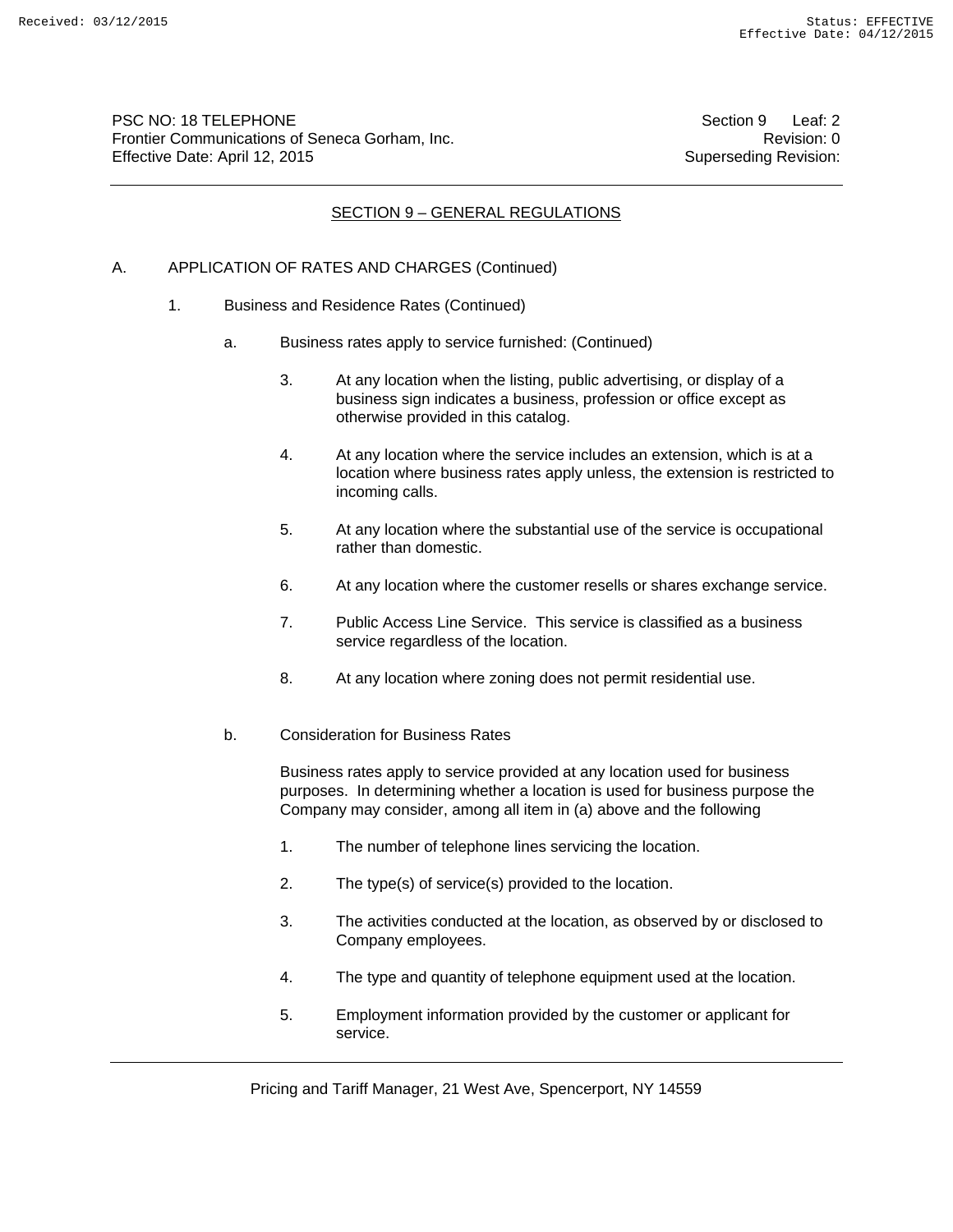## SECTION 9 – GENERAL REGULATIONS

A. APPLICATION OF RATES AND CHARGES (Continued)

1. Business and Residence Rates (Continued)

   a. Business rates apply to service furnished: (Continued)

      3. At any location when the listing, public advertising, or display of a business sign indicates a business, profession or office except as otherwise provided in this catalog.

      4. At any location where the service includes an extension, which is at a location where business rates apply unless, the extension is restricted to incoming calls.

      5. At any location where the substantial use of the service is occupational rather than domestic.

      6. At any location where the customer resells or shares exchange service.

      7. Public Access Line Service. This service is classified as a business service regardless of the location.

      8. At any location where zoning does not permit residential use.

   b. Consideration for Business Rates

      Business rates apply to service provided at any location used for business purposes. In determining whether a location is used for business purpose the Company may consider, among all item in (a) above and the following

      1. The number of telephone lines servicing the location.

      2. The type(s) of service(s) provided to the location.

      3. The activities conducted at the location, as observed by or disclosed to Company employees.

      4. The type and quantity of telephone equipment used at the location.

      5. Employment information provided by the customer or applicant for service.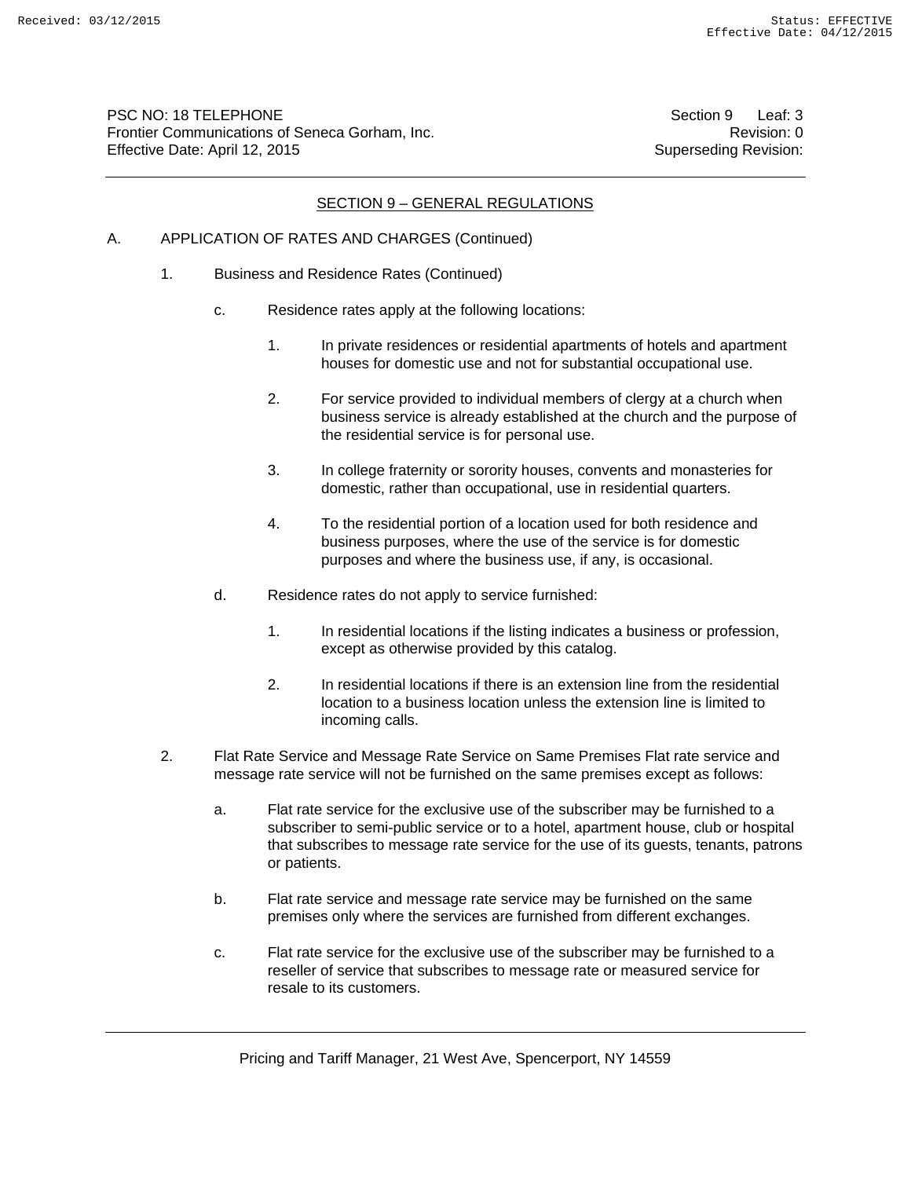## SECTION 9 – GENERAL REGULATIONS

A. APPLICATION OF RATES AND CHARGES (Continued)

1. Business and Residence Rates (Continued)

   c. Residence rates apply at the following locations:

      1. In private residences or residential apartments of hotels and apartment houses for domestic use and not for substantial occupational use.

      2. For service provided to individual members of clergy at a church when business service is already established at the church and the purpose of the residential service is for personal use.

      3. In college fraternity or sorority houses, convents and monasteries for domestic, rather than occupational, use in residential quarters.

      4. To the residential portion of a location used for both residence and business purposes, where the use of the service is for domestic purposes and where the business use, if any, is occasional.

   d. Residence rates do not apply to service furnished:

      1. In residential locations if the listing indicates a business or profession, except as otherwise provided by this catalog.

      2. In residential locations if there is an extension line from the residential location to a business location unless the extension line is limited to incoming calls.

2. Flat Rate Service and Message Rate Service on Same Premises Flat rate service and message rate service will not be furnished on the same premises except as follows:

   a. Flat rate service for the exclusive use of the subscriber may be furnished to a subscriber to semi-public service or to a hotel, apartment house, club or hospital that subscribes to message rate service for the use of its guests, tenants, patrons or patients.

   b. Flat rate service and message rate service may be furnished on the same premises only where the services are furnished from different exchanges.

   c. Flat rate service for the exclusive use of the subscriber may be furnished to a reseller of service that subscribes to message rate or measured service for resale to its customers.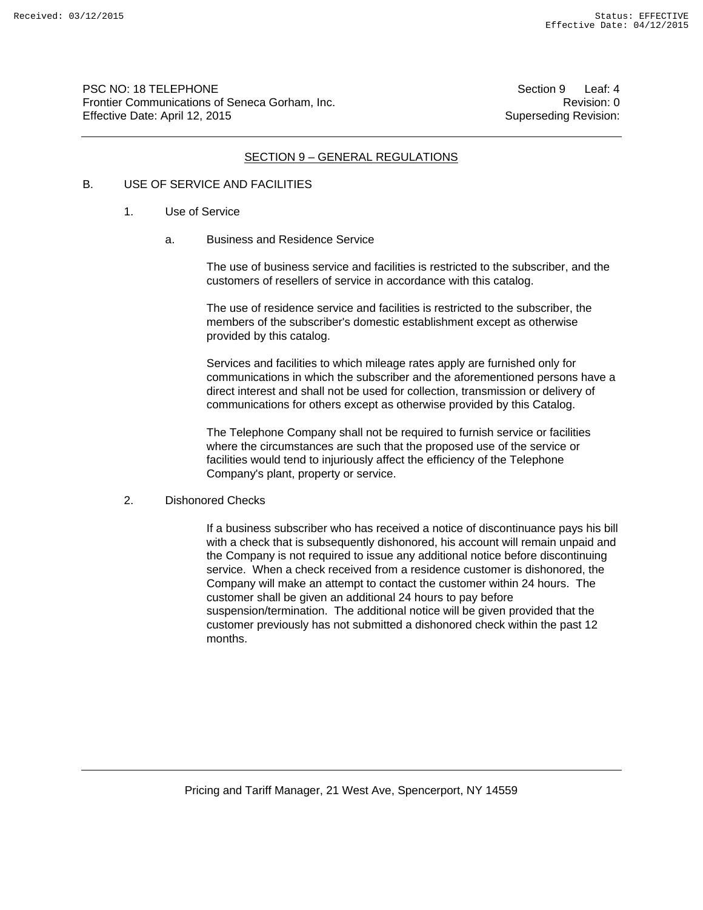## SECTION 9 – GENERAL REGULATIONS

B. USE OF SERVICE AND FACILITIES

1. Use of Service

a. Business and Residence Service

The use of business service and facilities is restricted to the subscriber, and the customers of resellers of service in accordance with this catalog.

The use of residence service and facilities is restricted to the subscriber, the members of the subscriber's domestic establishment except as otherwise provided by this catalog.

Services and facilities to which mileage rates apply are furnished only for communications in which the subscriber and the aforementioned persons have a direct interest and shall not be used for collection, transmission or delivery of communications for others except as otherwise provided by this Catalog.

The Telephone Company shall not be required to furnish service or facilities where the circumstances are such that the proposed use of the service or facilities would tend to injuriously affect the efficiency of the Telephone Company's plant, property or service.

2. Dishonored Checks

If a business subscriber who has received a notice of discontinuance pays his bill with a check that is subsequently dishonored, his account will remain unpaid and the Company is not required to issue any additional notice before discontinuing service. When a check received from a residence customer is dishonored, the Company will make an attempt to contact the customer within 24 hours. The customer shall be given an additional 24 hours to pay before suspension/termination. The additional notice will be given provided that the customer previously has not submitted a dishonored check within the past 12 months.